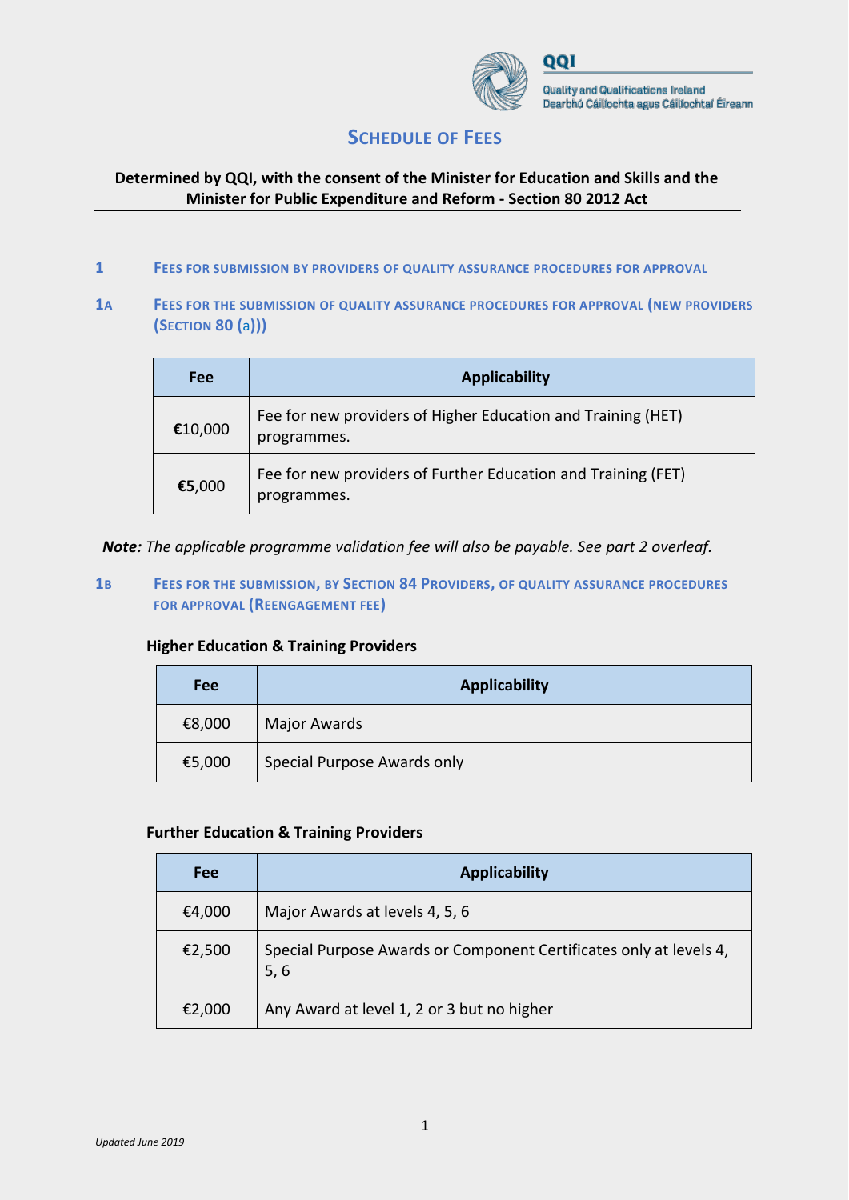QQI

Quality and Qualifications Ireland
Dearbhú Cáilíochta agus Cáilíochtaí Éireann

# Schedule of Fees

**Determined by QQI, with the consent of the Minister for Education and Skills and the Minister for Public Expenditure and Reform - Section 80 2012 Act**

## 1 Fees for submission by providers of quality assurance procedures for approval

### 1a Fees for the submission of quality assurance procedures for approval (new providers (Section 80 (a)))

| Fee | Applicability |
|---|---|
| **€10,000** | Fee for new providers of Higher Education and Training (HET) programmes. |
| **€5,000** | Fee for new providers of Further Education and Training (FET) programmes. |

***Note:*** *The applicable programme validation fee will also be payable. See part 2 overleaf.*

### 1b Fees for the submission, by Section 84 Providers, of quality assurance procedures for approval (Reengagement fee)

**Higher Education & Training Providers**

| Fee | Applicability |
|---|---|
| €8,000 | Major Awards |
| €5,000 | Special Purpose Awards only |

**Further Education & Training Providers**

| Fee | Applicability |
|---|---|
| €4,000 | Major Awards at levels 4, 5, 6 |
| €2,500 | Special Purpose Awards or Component Certificates only at levels 4, 5, 6 |
| €2,000 | Any Award at level 1, 2 or 3 but no higher |

*Updated June 2019*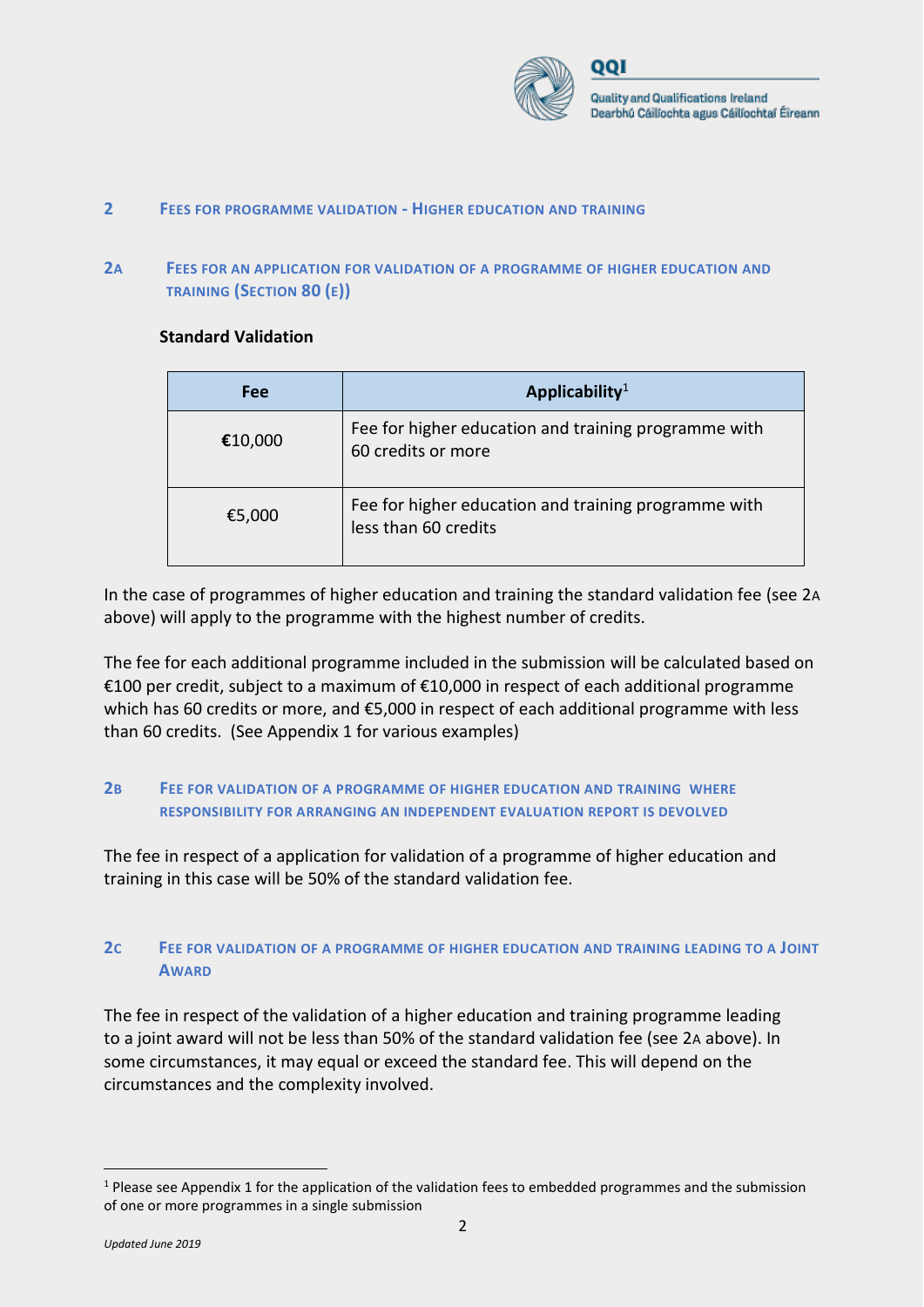## 2 FEES FOR PROGRAMME VALIDATION - HIGHER EDUCATION AND TRAINING

### 2A FEES FOR AN APPLICATION FOR VALIDATION OF A PROGRAMME OF HIGHER EDUCATION AND TRAINING (SECTION 80 (E))

**Standard Validation**

| Fee | Applicability[1] |
|---|---|
| €10,000 | Fee for higher education and training programme with 60 credits or more |
| €5,000 | Fee for higher education and training programme with less than 60 credits |

In the case of programmes of higher education and training the standard validation fee (see 2A above) will apply to the programme with the highest number of credits.

The fee for each additional programme included in the submission will be calculated based on €100 per credit, subject to a maximum of €10,000 in respect of each additional programme which has 60 credits or more, and €5,000 in respect of each additional programme with less than 60 credits. (See Appendix 1 for various examples)

### 2B FEE FOR VALIDATION OF A PROGRAMME OF HIGHER EDUCATION AND TRAINING WHERE RESPONSIBILITY FOR ARRANGING AN INDEPENDENT EVALUATION REPORT IS DEVOLVED

The fee in respect of a application for validation of a programme of higher education and training in this case will be 50% of the standard validation fee.

### 2C FEE FOR VALIDATION OF A PROGRAMME OF HIGHER EDUCATION AND TRAINING LEADING TO A JOINT AWARD

The fee in respect of the validation of a higher education and training programme leading to a joint award will not be less than 50% of the standard validation fee (see 2A above). In some circumstances, it may equal or exceed the standard fee. This will depend on the circumstances and the complexity involved.

[1] Please see Appendix 1 for the application of the validation fees to embedded programmes and the submission of one or more programmes in a single submission

*Updated June 2019*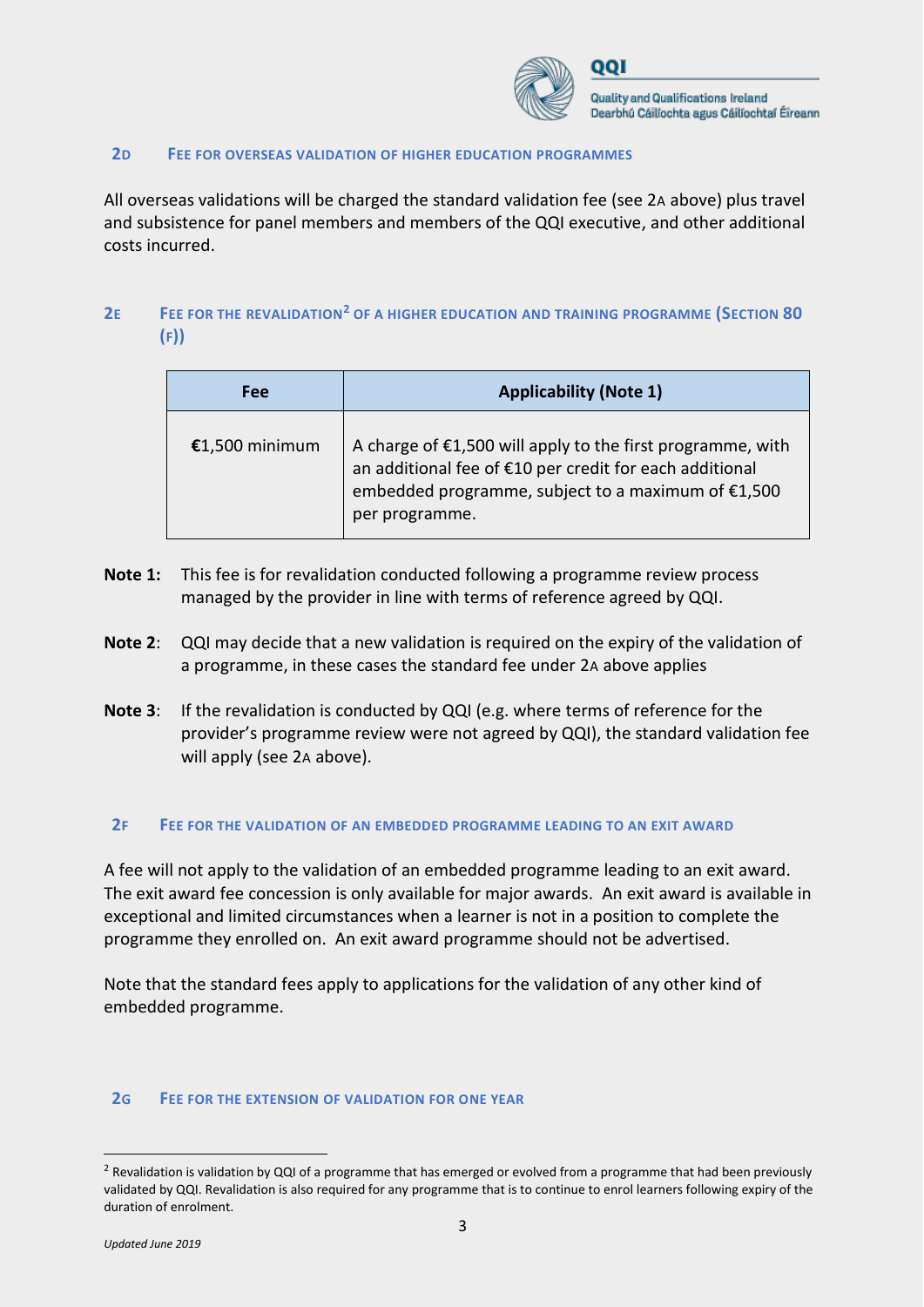### 2D FEE FOR OVERSEAS VALIDATION OF HIGHER EDUCATION PROGRAMMES

All overseas validations will be charged the standard validation fee (see 2A above) plus travel and subsistence for panel members and members of the QQI executive, and other additional costs incurred.

### 2E FEE FOR THE REVALIDATION[2] OF A HIGHER EDUCATION AND TRAINING PROGRAMME (SECTION 80 (F))

| Fee | Applicability (Note 1) |
| --- | --- |
| €1,500 minimum | A charge of €1,500 will apply to the first programme, with an additional fee of €10 per credit for each additional embedded programme, subject to a maximum of €1,500 per programme. |

**Note 1:** This fee is for revalidation conducted following a programme review process managed by the provider in line with terms of reference agreed by QQI.

**Note 2**: QQI may decide that a new validation is required on the expiry of the validation of a programme, in these cases the standard fee under 2A above applies

**Note 3**: If the revalidation is conducted by QQI (e.g. where terms of reference for the provider's programme review were not agreed by QQI), the standard validation fee will apply (see 2A above).

### 2F FEE FOR THE VALIDATION OF AN EMBEDDED PROGRAMME LEADING TO AN EXIT AWARD

A fee will not apply to the validation of an embedded programme leading to an exit award. The exit award fee concession is only available for major awards. An exit award is available in exceptional and limited circumstances when a learner is not in a position to complete the programme they enrolled on. An exit award programme should not be advertised.

Note that the standard fees apply to applications for the validation of any other kind of embedded programme.

### 2G FEE FOR THE EXTENSION OF VALIDATION FOR ONE YEAR

[2] Revalidation is validation by QQI of a programme that has emerged or evolved from a programme that had been previously validated by QQI. Revalidation is also required for any programme that is to continue to enrol learners following expiry of the duration of enrolment.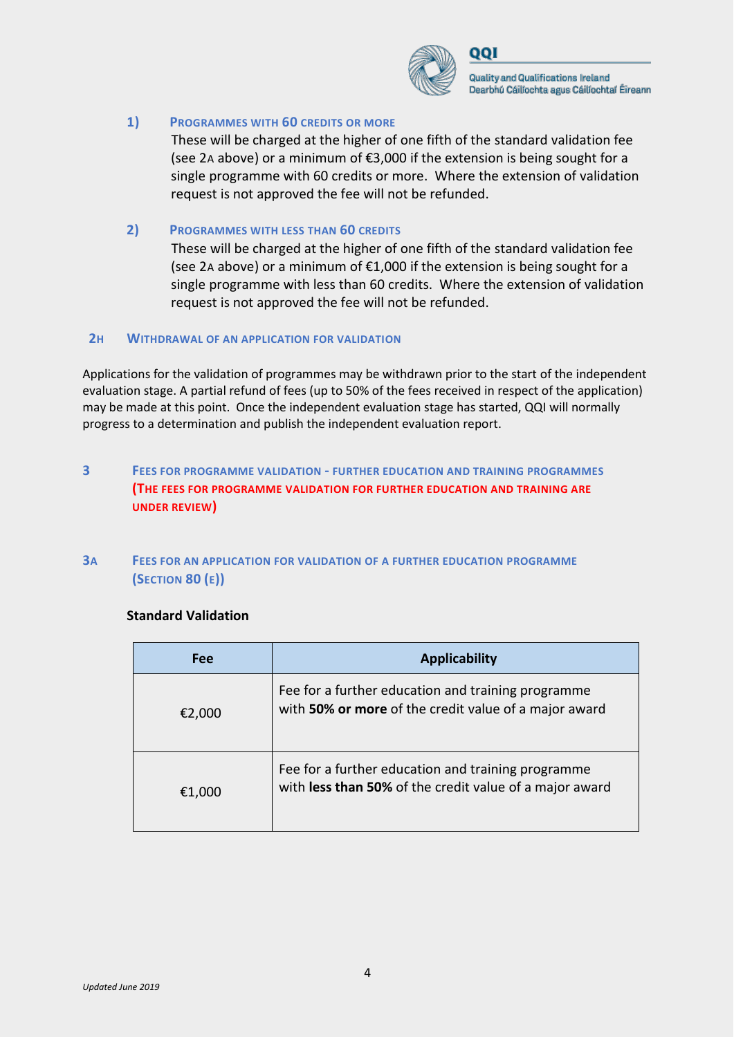#### 1) Programmes with 60 credits or more

These will be charged at the higher of one fifth of the standard validation fee (see 2A above) or a minimum of €3,000 if the extension is being sought for a single programme with 60 credits or more. Where the extension of validation request is not approved the fee will not be refunded.

#### 2) Programmes with less than 60 credits

These will be charged at the higher of one fifth of the standard validation fee (see 2A above) or a minimum of €1,000 if the extension is being sought for a single programme with less than 60 credits. Where the extension of validation request is not approved the fee will not be refunded.

### 2H Withdrawal of an application for validation

Applications for the validation of programmes may be withdrawn prior to the start of the independent evaluation stage. A partial refund of fees (up to 50% of the fees received in respect of the application) may be made at this point. Once the independent evaluation stage has started, QQI will normally progress to a determination and publish the independent evaluation report.

## 3 Fees for programme validation - Further Education and Training programmes (The fees for programme validation for further education and training are under review)

### 3A Fees for an application for validation of a further education programme (Section 80 (e))

**Standard Validation**

| Fee | Applicability |
|---|---|
| €2,000 | Fee for a further education and training programme with **50% or more** of the credit value of a major award |
| €1,000 | Fee for a further education and training programme with **less than 50%** of the credit value of a major award |

*Updated June 2019*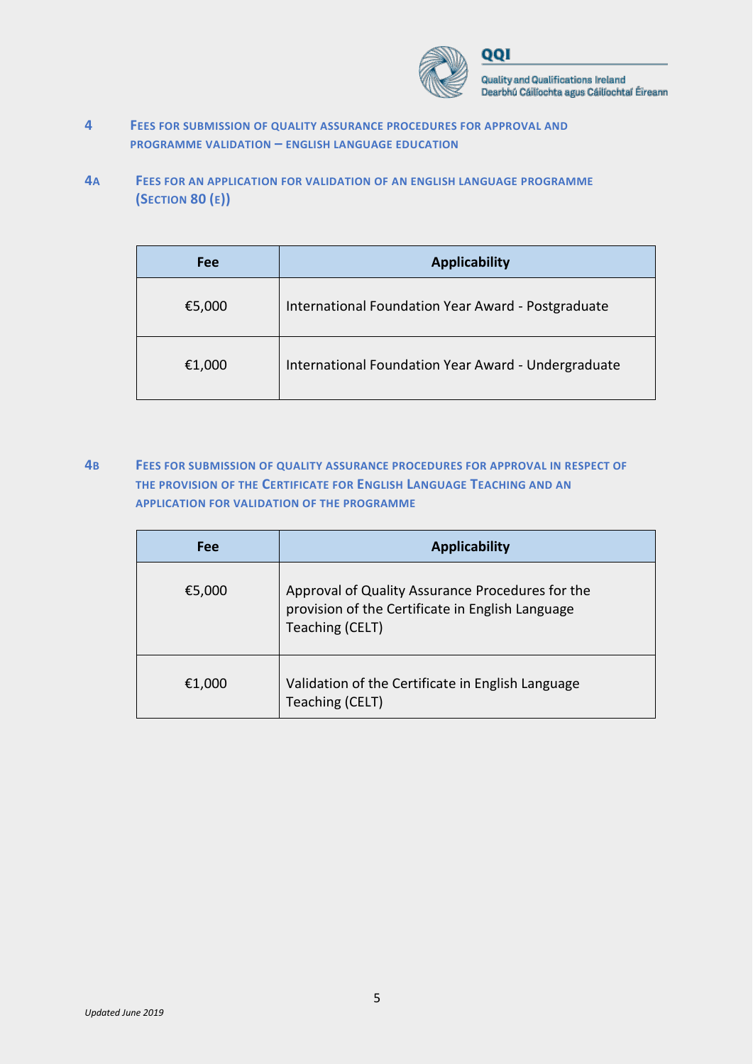## 4 Fees for submission of quality assurance procedures for approval and programme validation – English language education

### 4A Fees for an application for validation of an English language programme (Section 80 (e))

| Fee | Applicability |
|---|---|
| €5,000 | International Foundation Year Award - Postgraduate |
| €1,000 | International Foundation Year Award - Undergraduate |

### 4B Fees for submission of quality assurance procedures for approval in respect of the provision of the Certificate for English Language Teaching and an application for validation of the programme

| Fee | Applicability |
|---|---|
| €5,000 | Approval of Quality Assurance Procedures for the provision of the Certificate in English Language Teaching (CELT) |
| €1,000 | Validation of the Certificate in English Language Teaching (CELT) |

*Updated June 2019*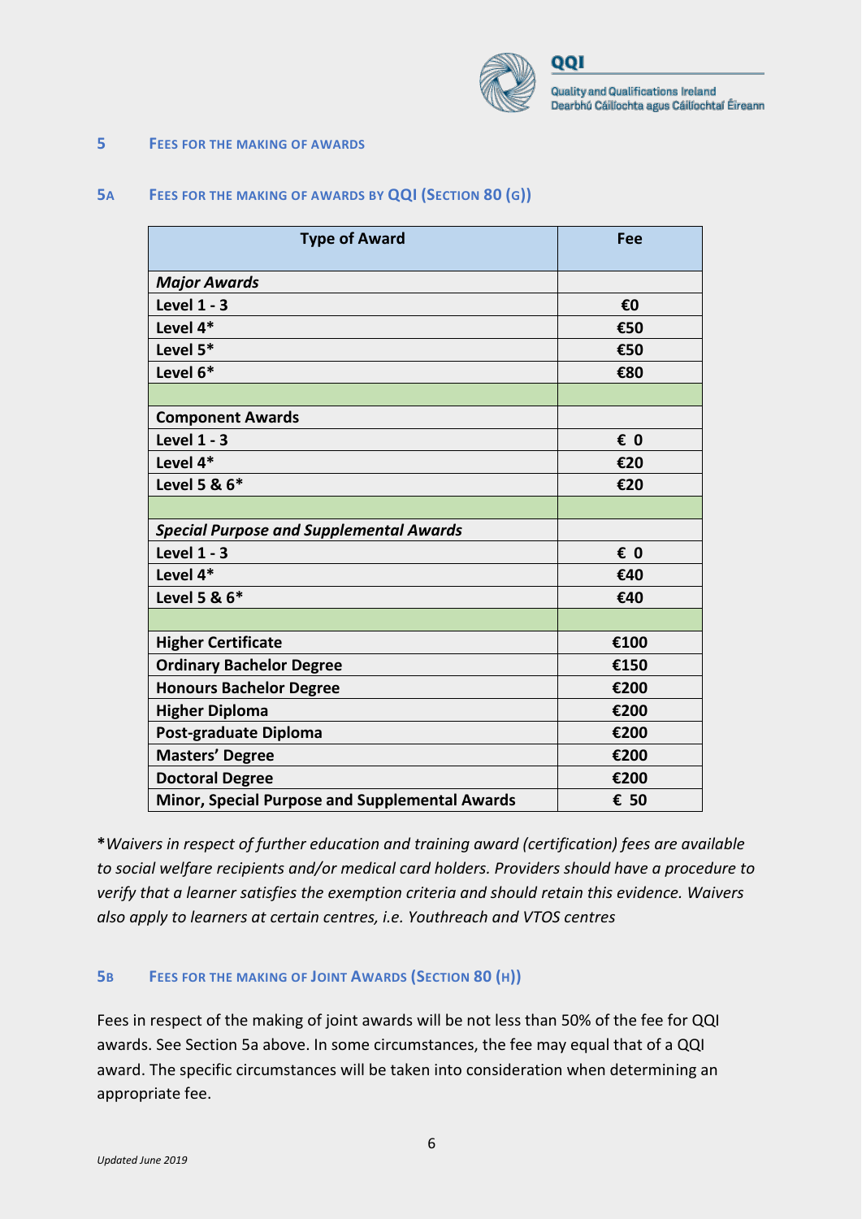## 5 FEES FOR THE MAKING OF AWARDS

### 5A FEES FOR THE MAKING OF AWARDS BY QQI (SECTION 80 (G))

| Type of Award | Fee |
|---|---|
| ***Major Awards*** | |
| **Level 1 - 3** | **€0** |
| **Level 4*** | **€50** |
| **Level 5*** | **€50** |
| **Level 6*** | **€80** |
| | |
| **Component Awards** | |
| **Level 1 - 3** | **€ 0** |
| **Level 4*** | **€20** |
| **Level 5 & 6*** | **€20** |
| | |
| ***Special Purpose and Supplemental Awards*** | |
| **Level 1 - 3** | **€ 0** |
| **Level 4*** | **€40** |
| **Level 5 & 6*** | **€40** |
| | |
| **Higher Certificate** | **€100** |
| **Ordinary Bachelor Degree** | **€150** |
| **Honours Bachelor Degree** | **€200** |
| **Higher Diploma** | **€200** |
| **Post-graduate Diploma** | **€200** |
| **Masters' Degree** | **€200** |
| **Doctoral Degree** | **€200** |
| **Minor, Special Purpose and Supplemental Awards** | **€ 50** |

**\***_Waivers in respect of further education and training award (certification) fees are available to social welfare recipients and/or medical card holders. Providers should have a procedure to verify that a learner satisfies the exemption criteria and should retain this evidence. Waivers also apply to learners at certain centres, i.e. Youthreach and VTOS centres_

### 5B FEES FOR THE MAKING OF JOINT AWARDS (SECTION 80 (H))

Fees in respect of the making of joint awards will be not less than 50% of the fee for QQI awards. See Section 5a above. In some circumstances, the fee may equal that of a QQI award. The specific circumstances will be taken into consideration when determining an appropriate fee.

*Updated June 2019*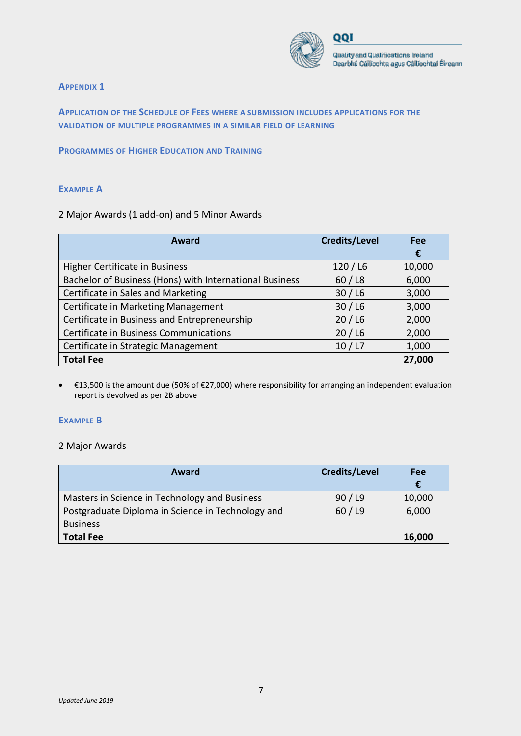## Appendix 1

### Application of the Schedule of Fees where a submission includes applications for the validation of multiple programmes in a similar field of learning

### Programmes of Higher Education and Training

#### Example A

2 Major Awards (1 add-on) and 5 Minor Awards

| Award | Credits/Level | Fee € |
|---|---|---|
| Higher Certificate in Business | 120 / L6 | 10,000 |
| Bachelor of Business (Hons) with International Business | 60 / L8 | 6,000 |
| Certificate in Sales and Marketing | 30 / L6 | 3,000 |
| Certificate in Marketing Management | 30 / L6 | 3,000 |
| Certificate in Business and Entrepreneurship | 20 / L6 | 2,000 |
| Certificate in Business Communications | 20 / L6 | 2,000 |
| Certificate in Strategic Management | 10 / L7 | 1,000 |
| **Total Fee** | | **27,000** |

- €13,500 is the amount due (50% of €27,000) where responsibility for arranging an independent evaluation report is devolved as per 2B above

#### Example B

2 Major Awards

| Award | Credits/Level | Fee € |
|---|---|---|
| Masters in Science in Technology and Business | 90 / L9 | 10,000 |
| Postgraduate Diploma in Science in Technology and Business | 60 / L9 | 6,000 |
| **Total Fee** | | **16,000** |

*Updated June 2019*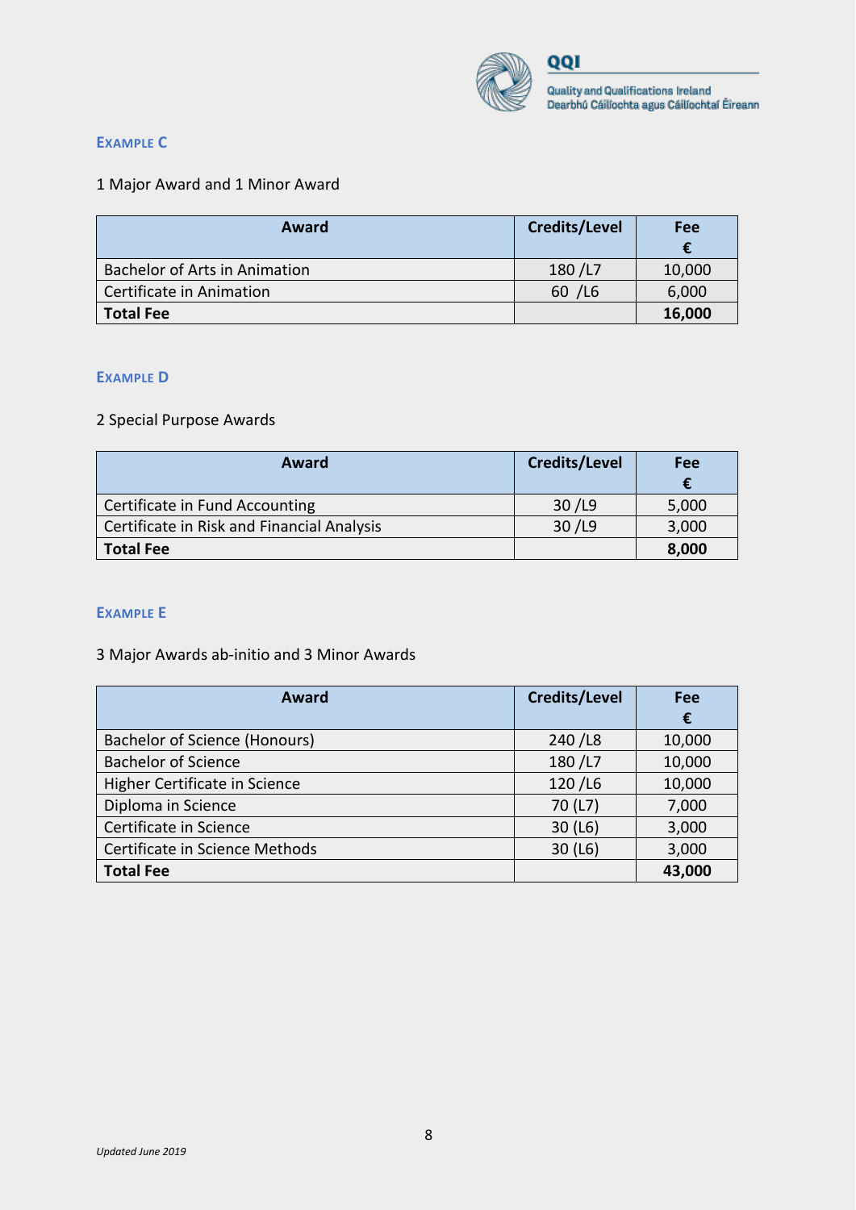### EXAMPLE C

1 Major Award and 1 Minor Award

| Award | Credits/Level | Fee € |
|---|---|---|
| Bachelor of Arts in Animation | 180 /L7 | 10,000 |
| Certificate in Animation | 60 /L6 | 6,000 |
| **Total Fee** | | **16,000** |

### EXAMPLE D

2 Special Purpose Awards

| Award | Credits/Level | Fee € |
|---|---|---|
| Certificate in Fund Accounting | 30 /L9 | 5,000 |
| Certificate in Risk and Financial Analysis | 30 /L9 | 3,000 |
| **Total Fee** | | **8,000** |

### EXAMPLE E

3 Major Awards ab-initio and 3 Minor Awards

| Award | Credits/Level | Fee € |
|---|---|---|
| Bachelor of Science (Honours) | 240 /L8 | 10,000 |
| Bachelor of Science | 180 /L7 | 10,000 |
| Higher Certificate in Science | 120 /L6 | 10,000 |
| Diploma in Science | 70 (L7) | 7,000 |
| Certificate in Science | 30 (L6) | 3,000 |
| Certificate in Science Methods | 30 (L6) | 3,000 |
| **Total Fee** | | **43,000** |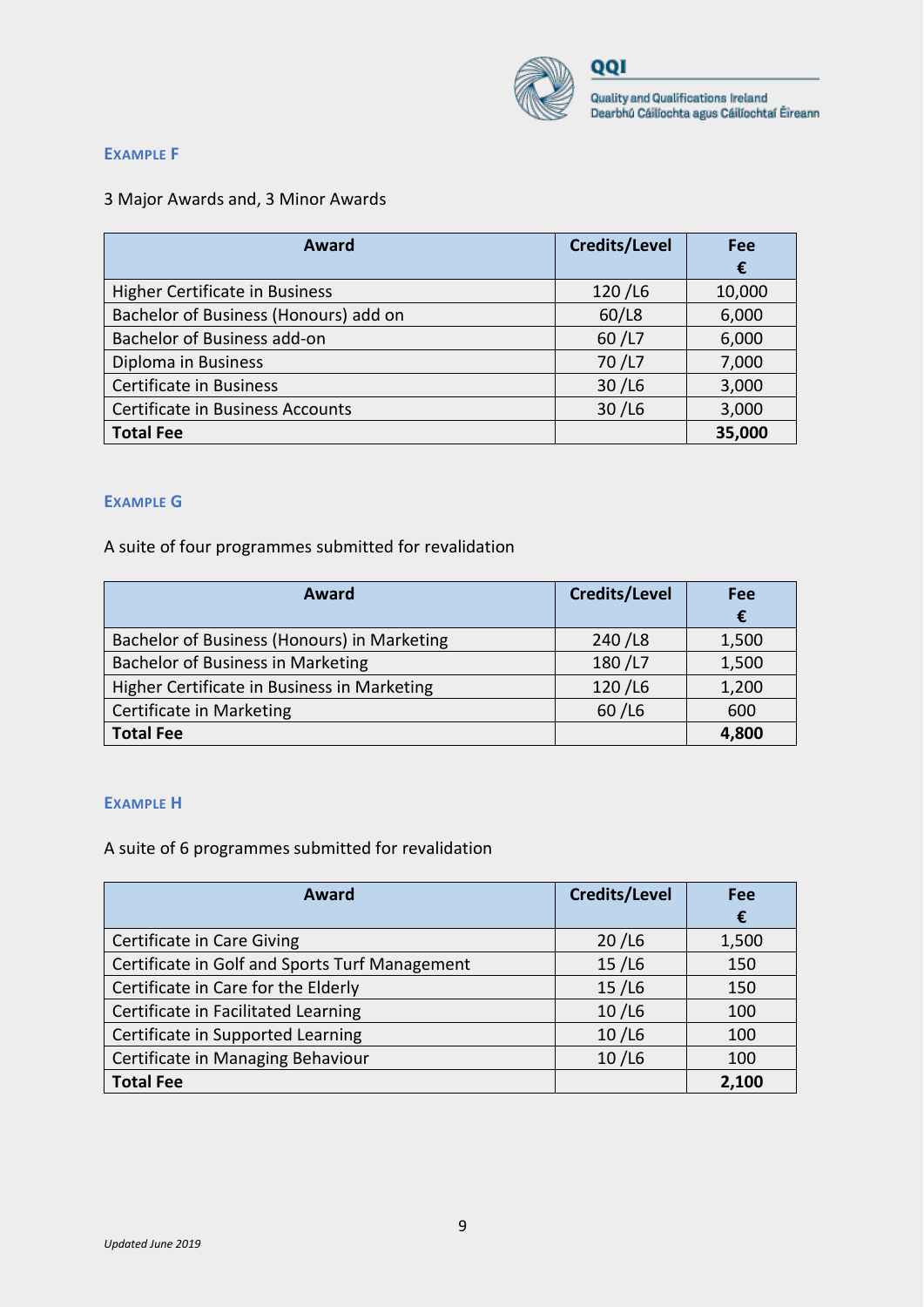### EXAMPLE F

3 Major Awards and, 3 Minor Awards

| Award | Credits/Level | Fee € |
|---|---|---|
| Higher Certificate in Business | 120 /L6 | 10,000 |
| Bachelor of Business (Honours) add on | 60/L8 | 6,000 |
| Bachelor of Business add-on | 60 /L7 | 6,000 |
| Diploma in Business | 70 /L7 | 7,000 |
| Certificate in Business | 30 /L6 | 3,000 |
| Certificate in Business Accounts | 30 /L6 | 3,000 |
| **Total Fee** | | **35,000** |

### EXAMPLE G

A suite of four programmes submitted for revalidation

| Award | Credits/Level | Fee € |
|---|---|---|
| Bachelor of Business (Honours) in Marketing | 240 /L8 | 1,500 |
| Bachelor of Business in Marketing | 180 /L7 | 1,500 |
| Higher Certificate in Business in Marketing | 120 /L6 | 1,200 |
| Certificate in Marketing | 60 /L6 | 600 |
| **Total Fee** | | **4,800** |

### EXAMPLE H

A suite of 6 programmes submitted for revalidation

| Award | Credits/Level | Fee € |
|---|---|---|
| Certificate in Care Giving | 20 /L6 | 1,500 |
| Certificate in Golf and Sports Turf Management | 15 /L6 | 150 |
| Certificate in Care for the Elderly | 15 /L6 | 150 |
| Certificate in Facilitated Learning | 10 /L6 | 100 |
| Certificate in Supported Learning | 10 /L6 | 100 |
| Certificate in Managing Behaviour | 10 /L6 | 100 |
| **Total Fee** | | **2,100** |